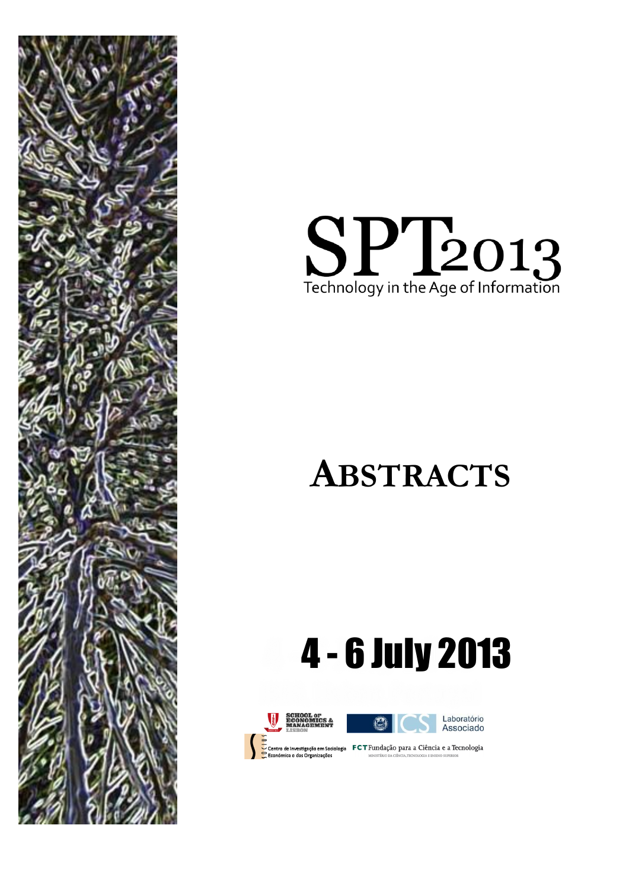# SPT2013

Technology in the Age of Information

# ABSTRACTS

## 4 - 6 July 2013

SCHOOL OF ECONOMICS & MANAGEMENT LISBON

ICS Laboratório Associado

Centro de Investigação em Sociologia Económica e das Organizações

FCT Fundação para a Ciência e a Tecnologia

MINISTÉRIO DA CIÊNCIA, TECNOLOGIA E ENSINO SUPERIOR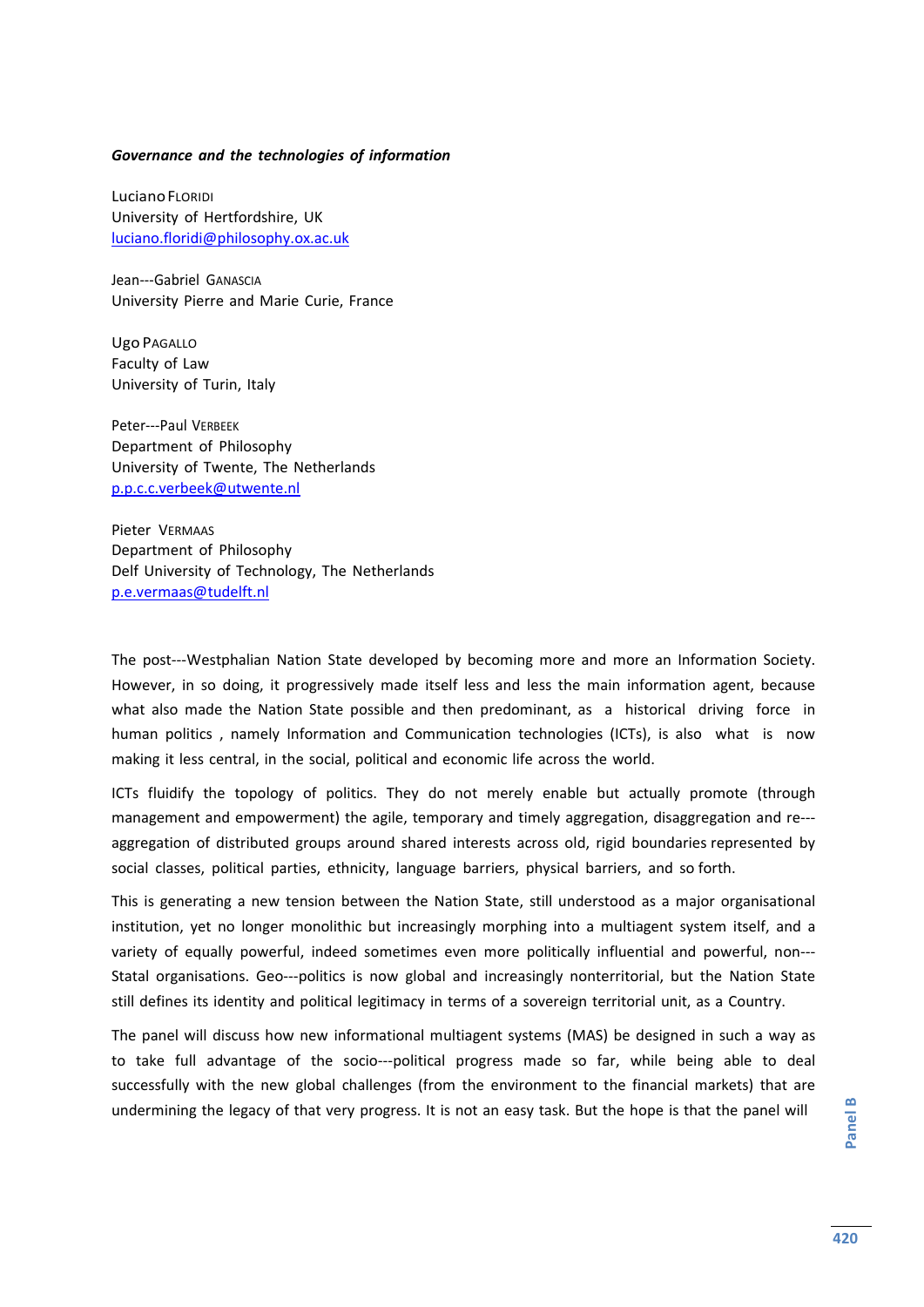***Governance and the technologies of information***

Luciano FLORIDI
University of Hertfordshire, UK
luciano.floridi@philosophy.ox.ac.uk

Jean---Gabriel GANASCIA
University Pierre and Marie Curie, France

Ugo PAGALLO
Faculty of Law
University of Turin, Italy

Peter---Paul VERBEEK
Department of Philosophy
University of Twente, The Netherlands
p.p.c.c.verbeek@utwente.nl

Pieter VERMAAS
Department of Philosophy
Delf University of Technology, The Netherlands
p.e.vermaas@tudelft.nl

The post---Westphalian Nation State developed by becoming more and more an Information Society. However, in so doing, it progressively made itself less and less the main information agent, because what also made the Nation State possible and then predominant, as a historical driving force in human politics , namely Information and Communication technologies (ICTs), is also what is now making it less central, in the social, political and economic life across the world.

ICTs fluidify the topology of politics. They do not merely enable but actually promote (through management and empowerment) the agile, temporary and timely aggregation, disaggregation and re---aggregation of distributed groups around shared interests across old, rigid boundaries represented by social classes, political parties, ethnicity, language barriers, physical barriers, and so forth.

This is generating a new tension between the Nation State, still understood as a major organisational institution, yet no longer monolithic but increasingly morphing into a multiagent system itself, and a variety of equally powerful, indeed sometimes even more politically influential and powerful, non---Statal organisations. Geo---politics is now global and increasingly nonterritorial, but the Nation State still defines its identity and political legitimacy in terms of a sovereign territorial unit, as a Country.

The panel will discuss how new informational multiagent systems (MAS) be designed in such a way as to take full advantage of the socio---political progress made so far, while being able to deal successfully with the new global challenges (from the environment to the financial markets) that are undermining the legacy of that very progress. It is not an easy task. But the hope is that the panel will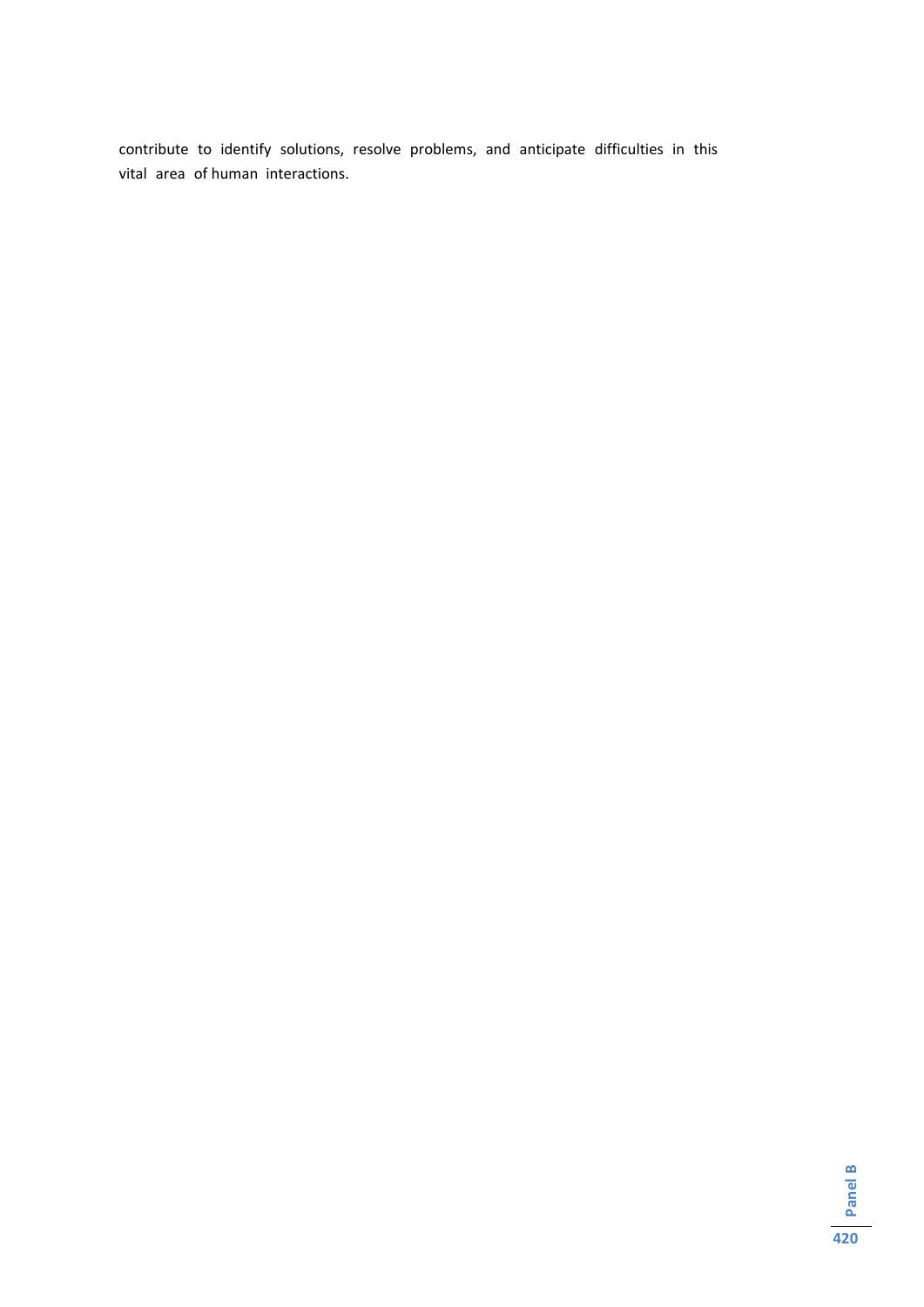contribute to identify solutions, resolve problems, and anticipate difficulties in this vital area of human interactions.